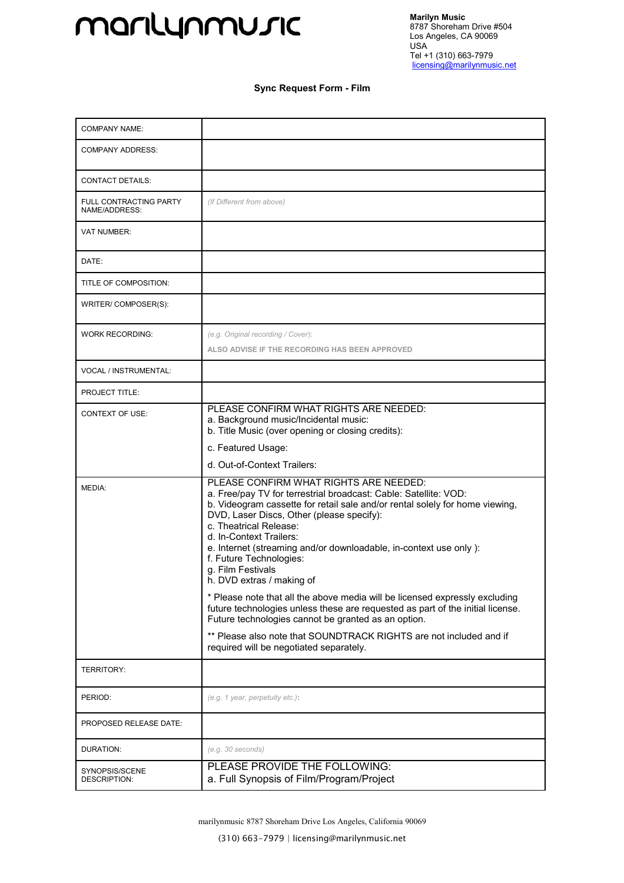marilynmusic

**Marilyn Music**
8787 Shoreham Drive #504
Los Angeles, CA 90069
USA
Tel +1 (310) 663-7979
licensing@marilynmusic.net

**Sync Request Form - Film**

| | |
|---|---|
| COMPANY NAME: | |
| COMPANY ADDRESS: | |
| CONTACT DETAILS: | |
| FULL CONTRACTING PARTY NAME/ADDRESS: | *(If Different from above)* |
| VAT NUMBER: | |
| DATE: | |
| TITLE OF COMPOSITION: | |
| WRITER/ COMPOSER(S): | |
| WORK RECORDING: | *(e.g. Original recording / Cover)*: ALSO ADVISE IF THE RECORDING HAS BEEN APPROVED |
| VOCAL / INSTRUMENTAL: | |
| PROJECT TITLE: | |
| CONTEXT OF USE: | PLEASE CONFIRM WHAT RIGHTS ARE NEEDED:<br>a. Background music/Incidental music:<br>b. Title Music (over opening or closing credits):<br>c. Featured Usage:<br>d. Out-of-Context Trailers: |
| MEDIA: | PLEASE CONFIRM WHAT RIGHTS ARE NEEDED:<br>a. Free/pay TV for terrestrial broadcast: Cable: Satellite: VOD:<br>b. Videogram cassette for retail sale and/or rental solely for home viewing, DVD, Laser Discs, Other (please specify):<br>c. Theatrical Release:<br>d. In-Context Trailers:<br>e. Internet (streaming and/or downloadable, in-context use only ):<br>f. Future Technologies:<br>g. Film Festivals<br>h. DVD extras / making of<br><br>* Please note that all the above media will be licensed expressly excluding future technologies unless these are requested as part of the initial license. Future technologies cannot be granted as an option.<br><br>** Please also note that SOUNDTRACK RIGHTS are not included and if required will be negotiated separately. |
| TERRITORY: | |
| PERIOD: | *(e.g. 1 year, perpetuity etc.)*: |
| PROPOSED RELEASE DATE: | |
| DURATION: | *(e.g. 30 seconds)* |
| SYNOPSIS/SCENE DESCRIPTION: | PLEASE PROVIDE THE FOLLOWING:<br>a. Full Synopsis of Film/Program/Project |

marilynmusic 8787 Shoreham Drive Los Angeles, California 90069

(310) 663-7979 | licensing@marilynmusic.net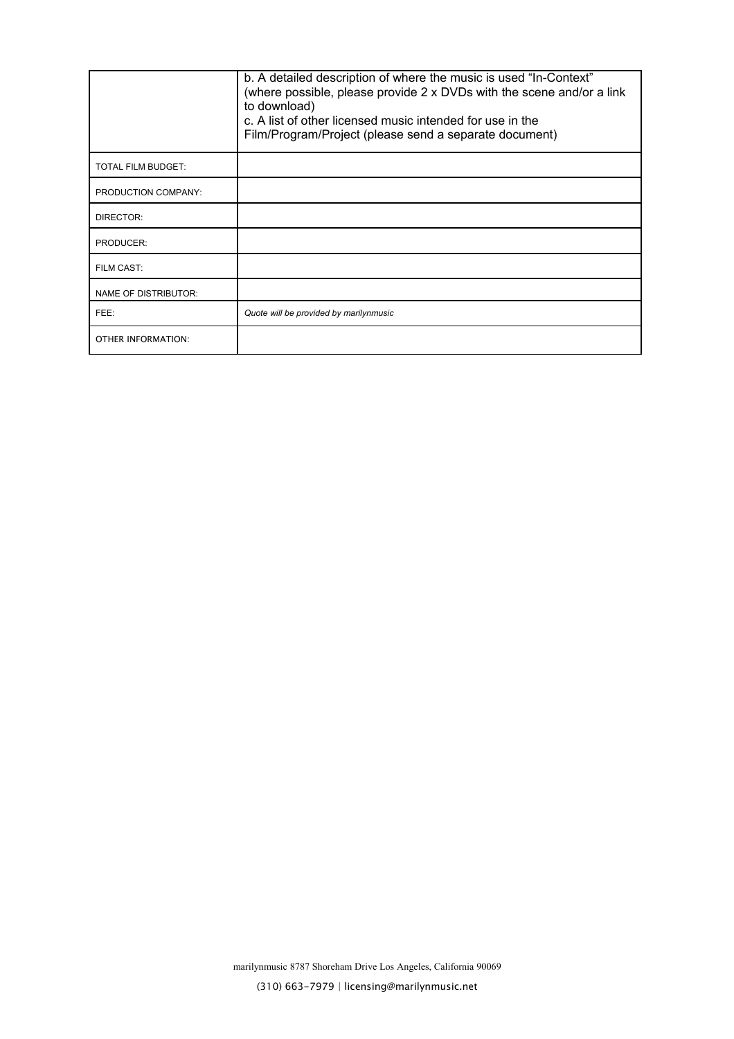| | |
|---|---|
| | b. A detailed description of where the music is used "In-Context" (where possible, please provide 2 x DVDs with the scene and/or a link to download)<br>c. A list of other licensed music intended for use in the Film/Program/Project (please send a separate document) |
| TOTAL FILM BUDGET: | |
| PRODUCTION COMPANY: | |
| DIRECTOR: | |
| PRODUCER: | |
| FILM CAST: | |
| NAME OF DISTRIBUTOR: | |
| FEE: | *Quote will be provided by marilynmusic* |
| OTHER INFORMATION: | |

marilynmusic 8787 Shoreham Drive Los Angeles, California 90069

(310) 663-7979 | licensing@marilynmusic.net